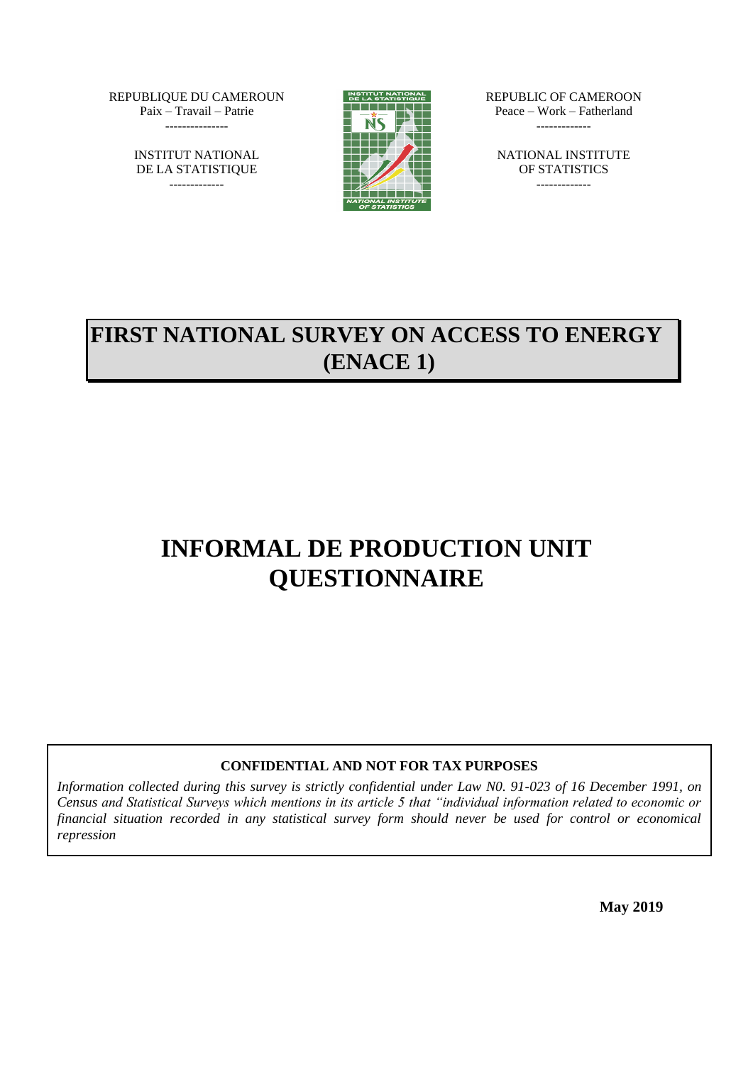REPUBLIQUE DU CAMEROUN
Paix – Travail – Patrie
---------------

INSTITUT NATIONAL
DE LA STATISTIQUE
-------------

REPUBLIC OF CAMEROON
Peace – Work – Fatherland
-------------

NATIONAL INSTITUTE
OF STATISTICS
-------------

# FIRST NATIONAL SURVEY ON ACCESS TO ENERGY (ENACE 1)

# INFORMAL DE PRODUCTION UNIT QUESTIONNAIRE

**CONFIDENTIAL AND NOT FOR TAX PURPOSES**

*Information collected during this survey is strictly confidential under Law N0. 91-023 of 16 December 1991, on Census and Statistical Surveys which mentions in its article 5 that "individual information related to economic or financial situation recorded in any statistical survey form should never be used for control or economical repression*

**May 2019**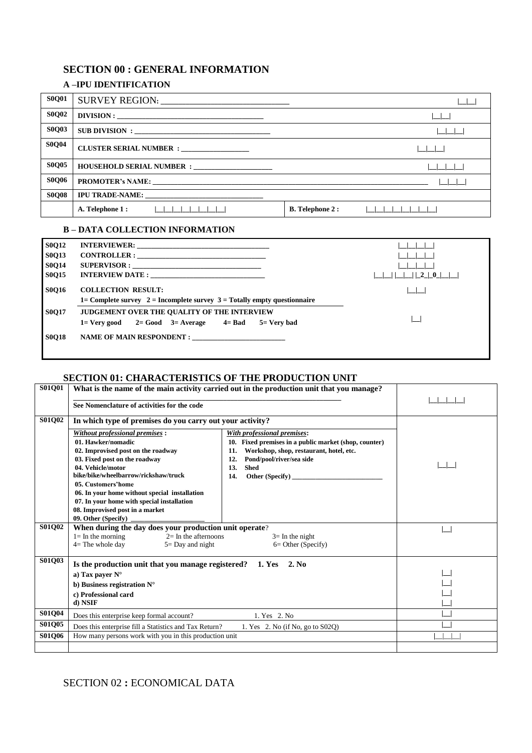## SECTION 00 : GENERAL INFORMATION

### A –IPU IDENTIFICATION

| | | | |
|---|---|---|---|
| **S0Q01** | SURVEY REGION: ___________________________ | | \|__\|__\| |
| **S0Q02** | **DIVISION : ______________________________________** | | \|__\|__\| |
| **S0Q03** | **SUB DIVISION : ____________________________________** | | \|__\|__\|__\| |
| **S0Q04** | **CLUSTER SERIAL NUMBER : __________________** | | \|__\|__\|__\| |
| **S0Q05** | **HOUSEHOLD SERIAL NUMBER : _____________________** | | \|__\|__\|__\|__\| |
| **S0Q06** | **PROMOTER's NAME: ________________________________________________________________________________** | | \|__\|__\|__\| |
| **S0Q08** | **IPU TRADE-NAME: _______________________________** | | |
| | **A. Telephone 1 :** \|__\|__\|__\|__\|__\|__\|__\|__\| | **B. Telephone 2 :** | \|__\|__\|__\|__\|__\|__\|__\|__\| |

### B – DATA COLLECTION INFORMATION

| | | |
|---|---|---|
| **S0Q12** | **INTERVIEWER: ____________________________________** | \|__\|__\|__\|__\| |
| **S0Q13** | **CONTROLLER : ____________________________________** | \|__\|__\|__\|__\| |
| **S0Q14** | **SUPERVISOR : ___________________________________** | \|__\|__\|__\|__\| |
| **S0Q15** | **INTERVIEW DATE : _______________________________** | \|__\|__\| \|__\|__\| \|_2_\|_0_\|__\|__\| |
| **S0Q16** | **COLLECTION RESULT:**<br>**1= Complete survey 2 = Incomplete survey 3 = Totally empty questionnaire** | \|__\|__\| |
| **S0Q17** | **JUDGEMENT OVER THE QUALITY OF THE INTERVIEW**<br>**1= Very good 2= Good 3= Average 4= Bad 5= Very bad** | \|__\| |
| **S0Q18** | **NAME OF MAIN RESPONDENT : _________________________** | |

## SECTION 01: CHARACTERISTICS OF THE PRODUCTION UNIT

| | | | |
|---|---|---|---|
| **S01Q01** | **What is the name of the main activity carried out in the production unit that you manage?**<br>______________________________________________________________<br>**See Nomenclature of activities for the code** | | \|__\|__\|__\|__\| |
| **S01Q02** | **In which type of premises do you carry out your activity?** | | |
| | ***Without professional premises* :**<br>**01. Hawker/nomadic**<br>**02. Improvised post on the roadway**<br>**03. Fixed post on the roadway**<br>**04. Vehicle/motor bike/bike/wheelbarrow/rickshaw/truck**<br>**05. Customers'home**<br>**06. In your home without special installation**<br>**07. In your home with special installation**<br>**08. Improvised post in a market**<br>**09. Other (Specify) ____________________** | ***With professional premises*:**<br>**10. Fixed premises in a public market (shop, counter)**<br>**11. Workshop, shop, restaurant, hotel, etc.**<br>**12. Pond/pool/river/sea side**<br>**13. Shed**<br>**14. Other (Specify) _________________________** | \|__\|__\| |
| **S01Q02** | **When during the day does your production unit operate**?<br>1= In the morning 2= In the afternoons 3= In the night<br>4= The whole day 5= Day and night 6= Other (Specify) | | \|__\| |
| **S01Q03** | **Is the production unit that you manage registered? 1. Yes 2. No**<br>**a) Tax payer N°**<br>**b) Business registration N°**<br>**c) Professional card**<br>**d) NSIF** | | \|__\|<br>\|__\|<br>\|__\|<br>\|__\| |
| **S01Q04** | Does this enterprise keep formal account? 1. Yes 2. No | | \|__\| |
| **S01Q05** | Does this enterprise fill a Statistics and Tax Return? 1. Yes 2. No (if No, go to S02Q) | | \|__\| |
| **S01Q06** | How many persons work with you in this production unit | | \|__\|__\|__\| |
| | | | |

SECTION 02 **:** ECONOMICAL DATA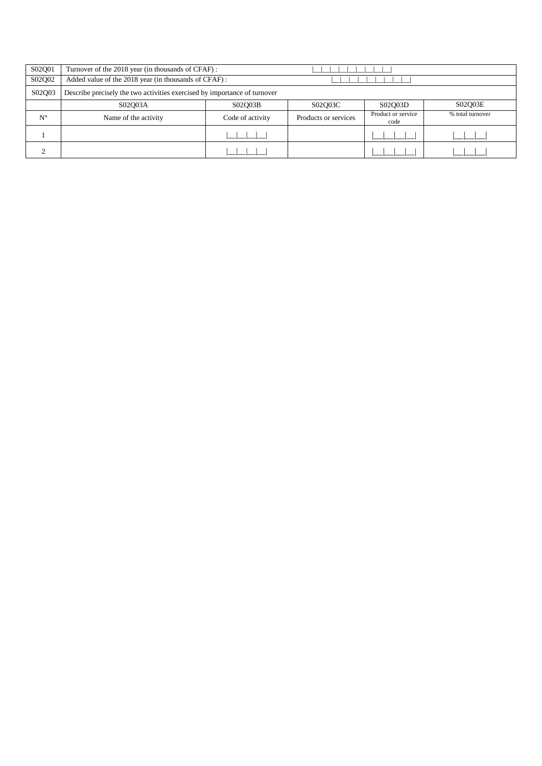| S02Q01 | Turnover of the 2018 year (in thousands of CFAF) : | \|__\|__\|__\|__\|__\|__\|__\|__\|__\| | | |
|---|---|---|---|---|
| S02Q02 | Added value of the 2018 year (in thousands of CFAF) : | \|__\|__\|__\|__\|__\|__\|__\|__\|__\| | | |
| S02Q03 | Describe precisely the two activities exercised by importance of turnover | | | |

| | S02Q03A | S02Q03B | S02Q03C | S02Q03D | S02Q03E |
|---|---|---|---|---|---|
| N° | Name of the activity | Code of activity | Products or services | Product or service code | % total turnover |
| 1 | | \|__\|__\|__\|__\| | | \|__\|__\|__\|__\| | \|__\|__\|__\| |
| 2 | | \|__\|__\|__\|__\| | | \|__\|__\|__\|__\| | \|__\|__\|__\| |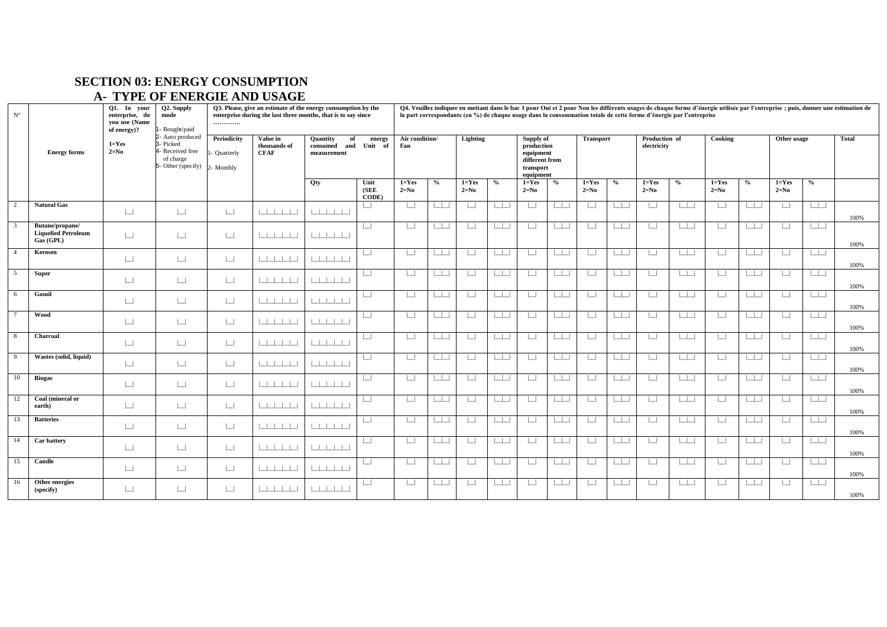## SECTION 03: ENERGY CONSUMPTION

### A- TYPE OF ENERGIE AND USAGE

| N° | Energy forms | Q1. In your enterprise, do you use (Name of energy)? 1=Yes 2=No | Q2. Supply mode 1- Bought/paid 2- Auto produced 3- Picked 4- Received free of charge 5- Other (specify) | Q3. Please, give an estimate of the energy consumption by the enterprise during the last three months, that is to say since ………… | | | | Q4. Veuillez indiquer en mettant dans le bac 1 pour Oui et 2 pour Non les différents usages de chaque forme d'énergie utilisée par l'entreprise ; puis, donner une estimation de la part correspondante (en %) de chaque usage dans la consommation totale de cette forme d'énergie par l'entreprise | | | | | | | | | | | | | | |
|---|---|---|---|---|---|---|---|---|---|---|---|---|---|---|---|---|---|---|---|---|---|---|
| | | | | Periodicity 1- Quarterly 2- Monthly | Value in thousands of CFAF | Quantity of energy consumed and Unit of measurement | | Air condition/ Fan | | Lighting | | Supply of production equipment different from transport equipment | | Transport | | Production of electricity | | Cooking | | Other usage | | Total |
| | | | | | | Qty | Unit (SEE CODE) | 1=Yes 2=No | % | 1=Yes 2=No | % | 1=Yes 2=No | % | 1=Yes 2=No | % | 1=Yes 2=No | % | 1=Yes 2=No | % | 1=Yes 2=No | % | |
| 2 | **Natural Gas** | \|__\| | \|__\| | \|__\| | \|__\|__\|__\|__\| | \|__\|__\|__\|__\| | \|__\| | \|__\| | \|__\|__\| | \|__\| | \|__\|__\| | \|__\| | \|__\|__\| | \|__\| | \|__\|__\| | \|__\| | \|__\|__\| | \|__\| | \|__\|__\| | \|__\| | \|__\|__\| | 100% |
| 3 | **Butane/propane/ Liquefied Petroleum Gas (GPL)** | \|__\| | \|__\| | \|__\| | \|__\|__\|__\|__\| | \|__\|__\|__\|__\| | \|__\| | \|__\| | \|__\|__\| | \|__\| | \|__\|__\| | \|__\| | \|__\|__\| | \|__\| | \|__\|__\| | \|__\| | \|__\|__\| | \|__\| | \|__\|__\| | \|__\| | \|__\|__\| | 100% |
| 4 | **Kerosen** | \|__\| | \|__\| | \|__\| | \|__\|__\|__\|__\| | \|__\|__\|__\|__\| | \|__\| | \|__\| | \|__\|__\| | \|__\| | \|__\|__\| | \|__\| | \|__\|__\| | \|__\| | \|__\|__\| | \|__\| | \|__\|__\| | \|__\| | \|__\|__\| | \|__\| | \|__\|__\| | 100% |
| 5 | **Super** | \|__\| | \|__\| | \|__\| | \|__\|__\|__\|__\| | \|__\|__\|__\|__\| | \|__\| | \|__\| | \|__\|__\| | \|__\| | \|__\|__\| | \|__\| | \|__\|__\| | \|__\| | \|__\|__\| | \|__\| | \|__\|__\| | \|__\| | \|__\|__\| | \|__\| | \|__\|__\| | 100% |
| 6 | **Gasoil** | \|__\| | \|__\| | \|__\| | \|__\|__\|__\|__\| | \|__\|__\|__\|__\| | \|__\| | \|__\| | \|__\|__\| | \|__\| | \|__\|__\| | \|__\| | \|__\|__\| | \|__\| | \|__\|__\| | \|__\| | \|__\|__\| | \|__\| | \|__\|__\| | \|__\| | \|__\|__\| | 100% |
| 7 | **Wood** | \|__\| | \|__\| | \|__\| | \|__\|__\|__\|__\| | \|__\|__\|__\|__\| | \|__\| | \|__\| | \|__\|__\| | \|__\| | \|__\|__\| | \|__\| | \|__\|__\| | \|__\| | \|__\|__\| | \|__\| | \|__\|__\| | \|__\| | \|__\|__\| | \|__\| | \|__\|__\| | 100% |
| 8 | **Charcoal** | \|__\| | \|__\| | \|__\| | \|__\|__\|__\|__\| | \|__\|__\|__\|__\| | \|__\| | \|__\| | \|__\|__\| | \|__\| | \|__\|__\| | \|__\| | \|__\|__\| | \|__\| | \|__\|__\| | \|__\| | \|__\|__\| | \|__\| | \|__\|__\| | \|__\| | \|__\|__\| | 100% |
| 9 | **Wastes (solid, liquid)** | \|__\| | \|__\| | \|__\| | \|__\|__\|__\|__\| | \|__\|__\|__\|__\| | \|__\| | \|__\| | \|__\|__\| | \|__\| | \|__\|__\| | \|__\| | \|__\|__\| | \|__\| | \|__\|__\| | \|__\| | \|__\|__\| | \|__\| | \|__\|__\| | \|__\| | \|__\|__\| | 100% |
| 10 | **Biogas** | \|__\| | \|__\| | \|__\| | \|__\|__\|__\|__\| | \|__\|__\|__\|__\| | \|__\| | \|__\| | \|__\|__\| | \|__\| | \|__\|__\| | \|__\| | \|__\|__\| | \|__\| | \|__\|__\| | \|__\| | \|__\|__\| | \|__\| | \|__\|__\| | \|__\| | \|__\|__\| | 100% |
| 12 | **Coal (mineral or earth)** | \|__\| | \|__\| | \|__\| | \|__\|__\|__\|__\| | \|__\|__\|__\|__\| | \|__\| | \|__\| | \|__\|__\| | \|__\| | \|__\|__\| | \|__\| | \|__\|__\| | \|__\| | \|__\|__\| | \|__\| | \|__\|__\| | \|__\| | \|__\|__\| | \|__\| | \|__\|__\| | 100% |
| 13 | **Batteries** | \|__\| | \|__\| | \|__\| | \|__\|__\|__\|__\| | \|__\|__\|__\|__\| | \|__\| | \|__\| | \|__\|__\| | \|__\| | \|__\|__\| | \|__\| | \|__\|__\| | \|__\| | \|__\|__\| | \|__\| | \|__\|__\| | \|__\| | \|__\|__\| | \|__\| | \|__\|__\| | 100% |
| 14 | **Car battery** | \|__\| | \|__\| | \|__\| | \|__\|__\|__\|__\| | \|__\|__\|__\|__\| | \|__\| | \|__\| | \|__\|__\| | \|__\| | \|__\|__\| | \|__\| | \|__\|__\| | \|__\| | \|__\|__\| | \|__\| | \|__\|__\| | \|__\| | \|__\|__\| | \|__\| | \|__\|__\| | 100% |
| 15 | **Candle** | \|__\| | \|__\| | \|__\| | \|__\|__\|__\|__\| | \|__\|__\|__\|__\| | \|__\| | \|__\| | \|__\|__\| | \|__\| | \|__\|__\| | \|__\| | \|__\|__\| | \|__\| | \|__\|__\| | \|__\| | \|__\|__\| | \|__\| | \|__\|__\| | \|__\| | \|__\|__\| | 100% |
| 16 | **Other energies (specify)** | \|__\| | \|__\| | \|__\| | \|__\|__\|__\|__\| | \|__\|__\|__\|__\| | \|__\| | \|__\| | \|__\|__\| | \|__\| | \|__\|__\| | \|__\| | \|__\|__\| | \|__\| | \|__\|__\| | \|__\| | \|__\|__\| | \|__\| | \|__\|__\| | \|__\| | \|__\|__\| | 100% |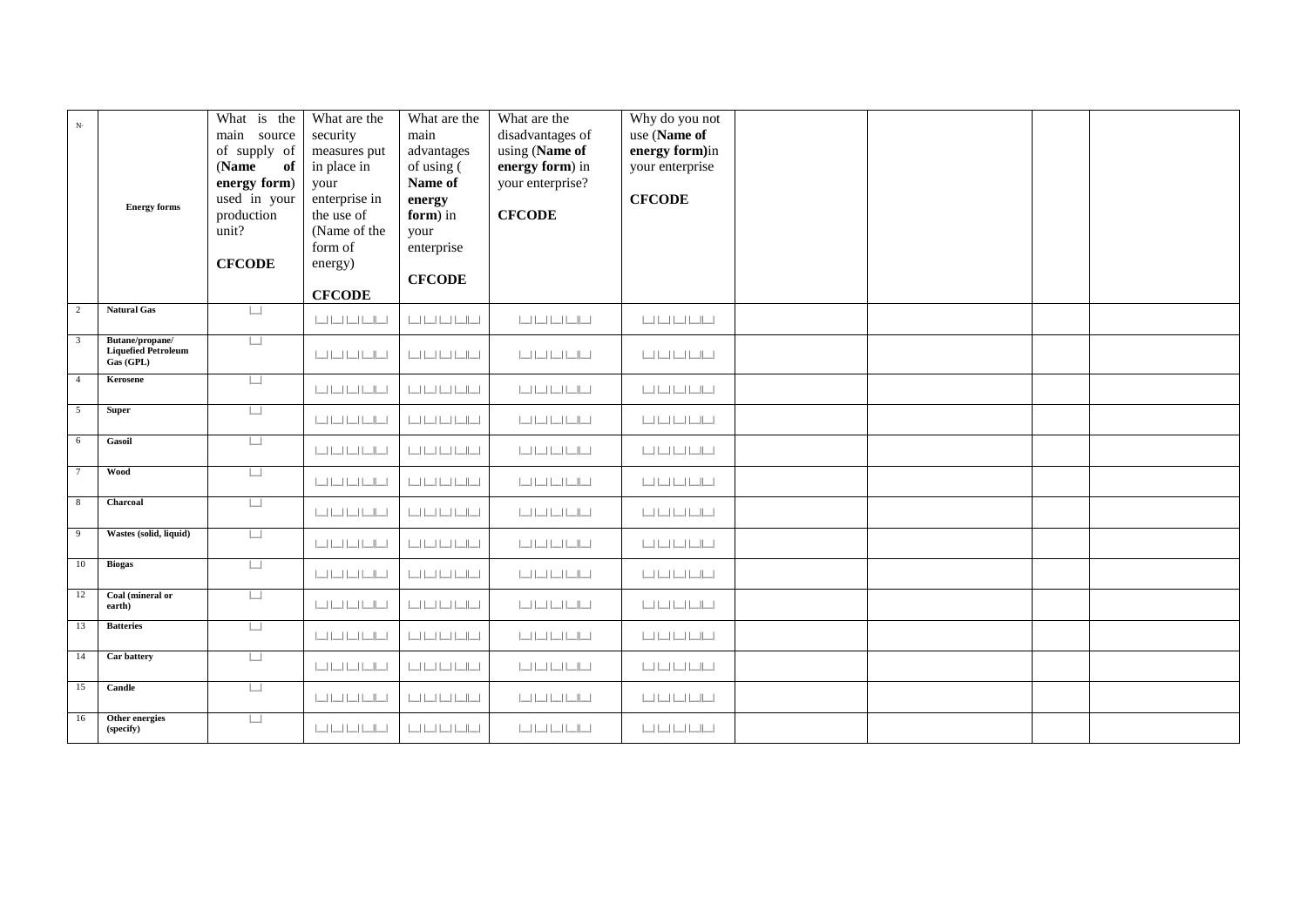| N° | Energy forms | What is the main source of supply of (**Name of energy form**) used in your production unit? **CFCODE** | What are the security measures put in place in your enterprise in the use of (Name of the form of energy) **CFCODE** | What are the main advantages of using ( **Name of energy form**) in your enterprise **CFCODE** | What are the disadvantages of using (**Name of energy form**) in your enterprise? **CFCODE** | Why do you not use (**Name of energy form**)in your enterprise **CFCODE** | | | | |
|---|---|---|---|---|---|---|---|---|---|---|
| 2 | **Natural Gas** | \|__\| | \|__\|__\|__\|__\|__\| | \|__\|__\|__\|__\|__\| | \|__\|__\|__\|__\|__\| | \|__\|__\|__\|__\|__\| | | | | |
| 3 | **Butane/propane/ Liquefied Petroleum Gas (GPL)** | \|__\| | \|__\|__\|__\|__\|__\| | \|__\|__\|__\|__\|__\| | \|__\|__\|__\|__\|__\| | \|__\|__\|__\|__\|__\| | | | | |
| 4 | **Kerosene** | \|__\| | \|__\|__\|__\|__\|__\| | \|__\|__\|__\|__\|__\| | \|__\|__\|__\|__\|__\| | \|__\|__\|__\|__\|__\| | | | | |
| 5 | **Super** | \|__\| | \|__\|__\|__\|__\|__\| | \|__\|__\|__\|__\|__\| | \|__\|__\|__\|__\|__\| | \|__\|__\|__\|__\|__\| | | | | |
| 6 | **Gasoil** | \|__\| | \|__\|__\|__\|__\|__\| | \|__\|__\|__\|__\|__\| | \|__\|__\|__\|__\|__\| | \|__\|__\|__\|__\|__\| | | | | |
| 7 | **Wood** | \|__\| | \|__\|__\|__\|__\|__\| | \|__\|__\|__\|__\|__\| | \|__\|__\|__\|__\|__\| | \|__\|__\|__\|__\|__\| | | | | |
| 8 | **Charcoal** | \|__\| | \|__\|__\|__\|__\|__\| | \|__\|__\|__\|__\|__\| | \|__\|__\|__\|__\|__\| | \|__\|__\|__\|__\|__\| | | | | |
| 9 | **Wastes (solid, liquid)** | \|__\| | \|__\|__\|__\|__\|__\| | \|__\|__\|__\|__\|__\| | \|__\|__\|__\|__\|__\| | \|__\|__\|__\|__\|__\| | | | | |
| 10 | **Biogas** | \|__\| | \|__\|__\|__\|__\|__\| | \|__\|__\|__\|__\|__\| | \|__\|__\|__\|__\|__\| | \|__\|__\|__\|__\|__\| | | | | |
| 12 | **Coal (mineral or earth)** | \|__\| | \|__\|__\|__\|__\|__\| | \|__\|__\|__\|__\|__\| | \|__\|__\|__\|__\|__\| | \|__\|__\|__\|__\|__\| | | | | |
| 13 | **Batteries** | \|__\| | \|__\|__\|__\|__\|__\| | \|__\|__\|__\|__\|__\| | \|__\|__\|__\|__\|__\| | \|__\|__\|__\|__\|__\| | | | | |
| 14 | **Car battery** | \|__\| | \|__\|__\|__\|__\|__\| | \|__\|__\|__\|__\|__\| | \|__\|__\|__\|__\|__\| | \|__\|__\|__\|__\|__\| | | | | |
| 15 | **Candle** | \|__\| | \|__\|__\|__\|__\|__\| | \|__\|__\|__\|__\|__\| | \|__\|__\|__\|__\|__\| | \|__\|__\|__\|__\|__\| | | | | |
| 16 | **Other energies (specify)** | \|__\| | \|__\|__\|__\|__\|__\| | \|__\|__\|__\|__\|__\| | \|__\|__\|__\|__\|__\| | \|__\|__\|__\|__\|__\| | | | | |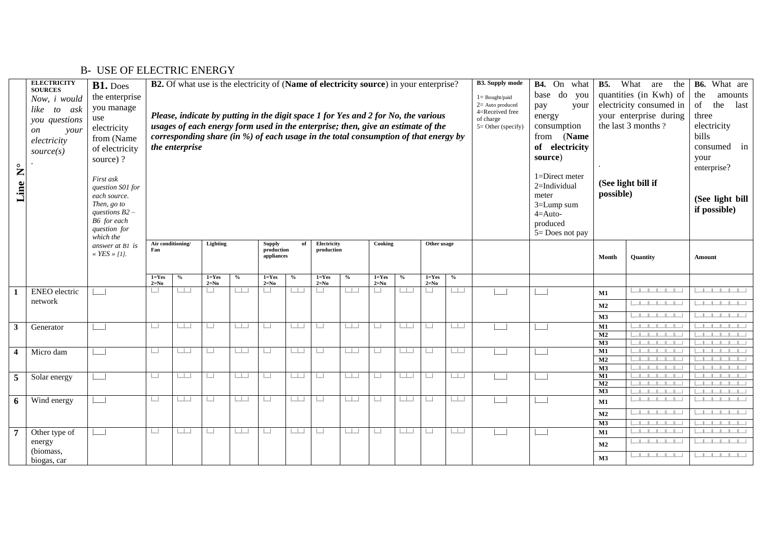## B- USE OF ELECTRIC ENERGY

| Line N° | ELECTRICITY SOURCES *Now, i would like to ask you questions on your electricity source(s)* . | **B1.** Does the enterprise you manage use electricity from (Name of electricity source) ? *First ask question S01 for each source. Then, go to questions B2 – B6 for each question for which the answer at B1 is « YES » [1].* | **B2.** Of what use is the electricity of (**Name of electricity source**) in your enterprise? *Please, indicate by putting in the digit space 1 for Yes and 2 for No, the various usages of each energy form used in the enterprise; then, give an estimate of the corresponding share (in %) of each usage in the total consumption of that energy by the enterprise* | | | | | | | | | | | | **B3. Supply mode** 1= Bought/paid 2= Auto produced 4=Received free of charge 5= Other (specify) | **B4.** On what base do you pay your energy consumption from (**Name of electricity source**) 1=Direct meter 2=Individual meter 3=Lump sum 4=Auto-produced 5= Does not pay | **B5.** What are the quantities (in Kwh) of electricity consumed in your enterprise during the last 3 months ? . **(See light bill if possible)** | | **B6.** What are the amounts of the last three electricity bills consumed in your enterprise? **(See light bill if possible)** |
|---|---|---|---|---|---|---|---|---|---|---|---|---|---|---|---|---|---|---|---|
| | | | Air conditioning/ Fan | | Lighting | | Supply of production appliances | | Electricity production | | Cooking | | Other usage | | | | Month | Quantity | Amount |
| | | | 1=Yes 2=No | % | 1=Yes 2=No | % | 1=Yes 2=No | % | 1=Yes 2=No | % | 1=Yes 2=No | % | 1=Yes 2=No | % | | | | | |
| **1** | ENEO electric network | \|\_\_\_\| | \|\_\_\| | \|\_\_\|\_\_\| | \|\_\_\| | \|\_\_\|\_\_\| | \|\_\_\| | \|\_\_\|\_\_\| | \|\_\_\| | \|\_\_\|\_\_\| | \|\_\_\| | \|\_\_\|\_\_\| | \|\_\_\| | \|\_\_\|\_\_\| | \|\_\_\_\| | \|\_\_\_\| | **M1** | | |
| | | | | | | | | | | | | | | | | | **M2** | | |
| | | | | | | | | | | | | | | | | | **M3** | | |
| **3** | Generator | \|\_\_\_\| | \|\_\_\| | \|\_\_\|\_\_\| | \|\_\_\| | \|\_\_\|\_\_\| | \|\_\_\| | \|\_\_\|\_\_\| | \|\_\_\| | \|\_\_\|\_\_\| | \|\_\_\| | \|\_\_\|\_\_\| | \|\_\_\| | \|\_\_\|\_\_\| | \|\_\_\_\| | \|\_\_\_\| | **M1** | | |
| | | | | | | | | | | | | | | | | | **M2** | | |
| | | | | | | | | | | | | | | | | | **M3** | | |
| **4** | Micro dam | \|\_\_\_\| | \|\_\_\| | \|\_\_\|\_\_\| | \|\_\_\| | \|\_\_\|\_\_\| | \|\_\_\| | \|\_\_\|\_\_\| | \|\_\_\| | \|\_\_\|\_\_\| | \|\_\_\| | \|\_\_\|\_\_\| | \|\_\_\| | \|\_\_\|\_\_\| | \|\_\_\_\| | \|\_\_\_\| | **M1** | | |
| | | | | | | | | | | | | | | | | | **M2** | | |
| | | | | | | | | | | | | | | | | | **M3** | | |
| **5** | Solar energy | \|\_\_\_\| | \|\_\_\| | \|\_\_\|\_\_\| | \|\_\_\| | \|\_\_\|\_\_\| | \|\_\_\| | \|\_\_\|\_\_\| | \|\_\_\| | \|\_\_\|\_\_\| | \|\_\_\| | \|\_\_\|\_\_\| | \|\_\_\| | \|\_\_\|\_\_\| | \|\_\_\_\| | \|\_\_\_\| | **M1** | | |
| | | | | | | | | | | | | | | | | | **M2** | | |
| | | | | | | | | | | | | | | | | | **M3** | | |
| **6** | Wind energy | \|\_\_\_\| | \|\_\_\| | \|\_\_\|\_\_\| | \|\_\_\| | \|\_\_\|\_\_\| | \|\_\_\| | \|\_\_\|\_\_\| | \|\_\_\| | \|\_\_\|\_\_\| | \|\_\_\| | \|\_\_\|\_\_\| | \|\_\_\| | \|\_\_\|\_\_\| | \|\_\_\_\| | \|\_\_\_\| | **M1** | | |
| | | | | | | | | | | | | | | | | | **M2** | | |
| | | | | | | | | | | | | | | | | | **M3** | | |
| **7** | Other type of energy (biomass, biogas, car | \|\_\_\_\| | \|\_\_\| | \|\_\_\|\_\_\| | \|\_\_\| | \|\_\_\|\_\_\| | \|\_\_\| | \|\_\_\|\_\_\| | \|\_\_\| | \|\_\_\|\_\_\| | \|\_\_\| | \|\_\_\|\_\_\| | \|\_\_\| | \|\_\_\|\_\_\| | \|\_\_\_\| | \|\_\_\_\| | **M1** | | |
| | | | | | | | | | | | | | | | | | **M2** | | |
| | | | | | | | | | | | | | | | | | **M3** | | |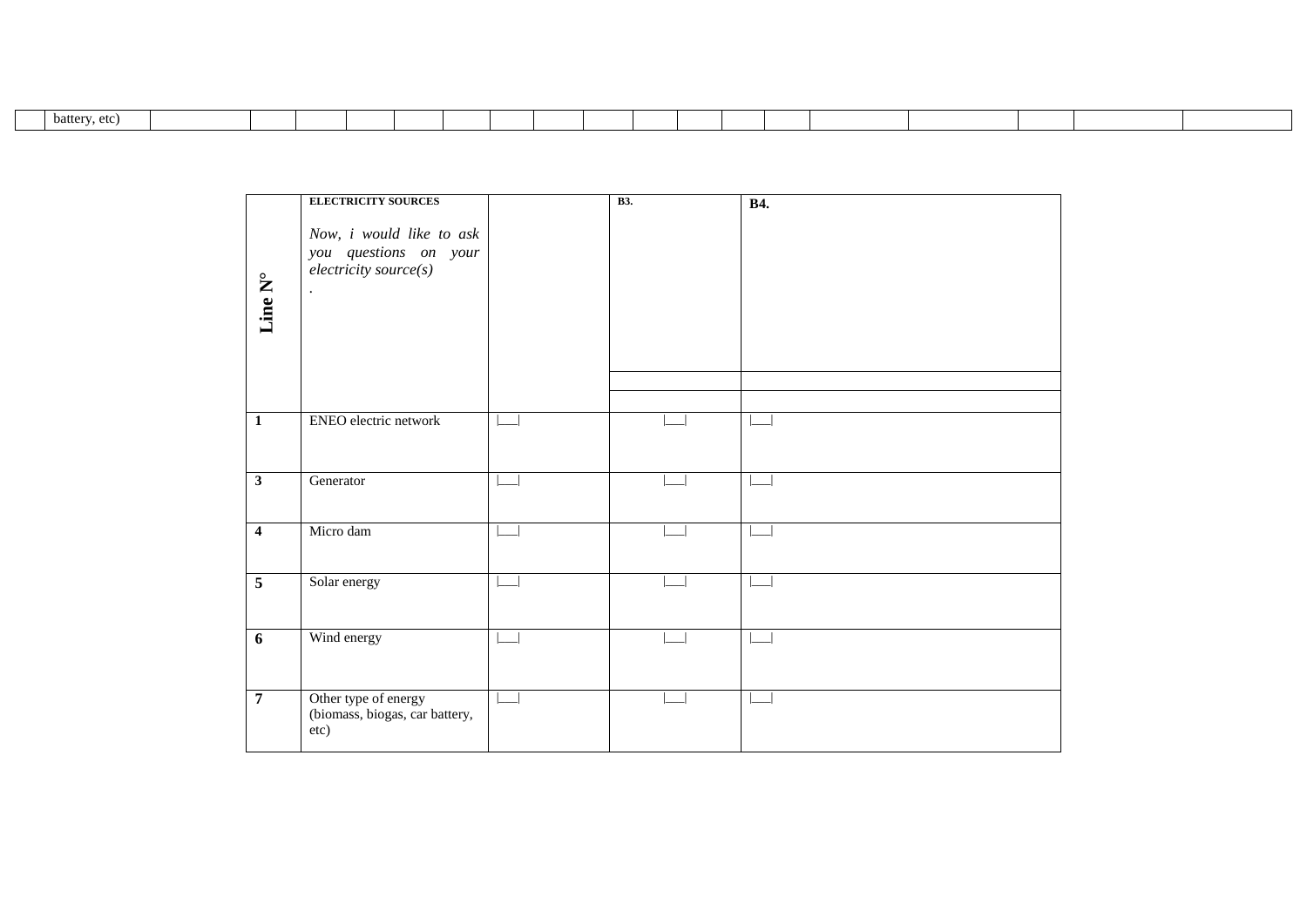| | battery, etc) | | | | | | | | | | | | | | | | | | |
|---|---|---|---|---|---|---|---|---|---|---|---|---|---|---|---|---|---|---|---|

| Line N° | ELECTRICITY SOURCES *Now, i would like to ask you questions on your electricity source(s)* . | | B3. | B4. |
|---|---|---|---|---|
| | | | | |
| | | | | |
| 1 | ENEO electric network | \|\_\_\| | \|\_\_\| | \|\_\_\| |
| 3 | Generator | \|\_\_\| | \|\_\_\| | \|\_\_\| |
| 4 | Micro dam | \|\_\_\| | \|\_\_\| | \|\_\_\| |
| 5 | Solar energy | \|\_\_\| | \|\_\_\| | \|\_\_\| |
| 6 | Wind energy | \|\_\_\| | \|\_\_\| | \|\_\_\| |
| 7 | Other type of energy (biomass, biogas, car battery, etc) | \|\_\_\| | \|\_\_\| | \|\_\_\| |